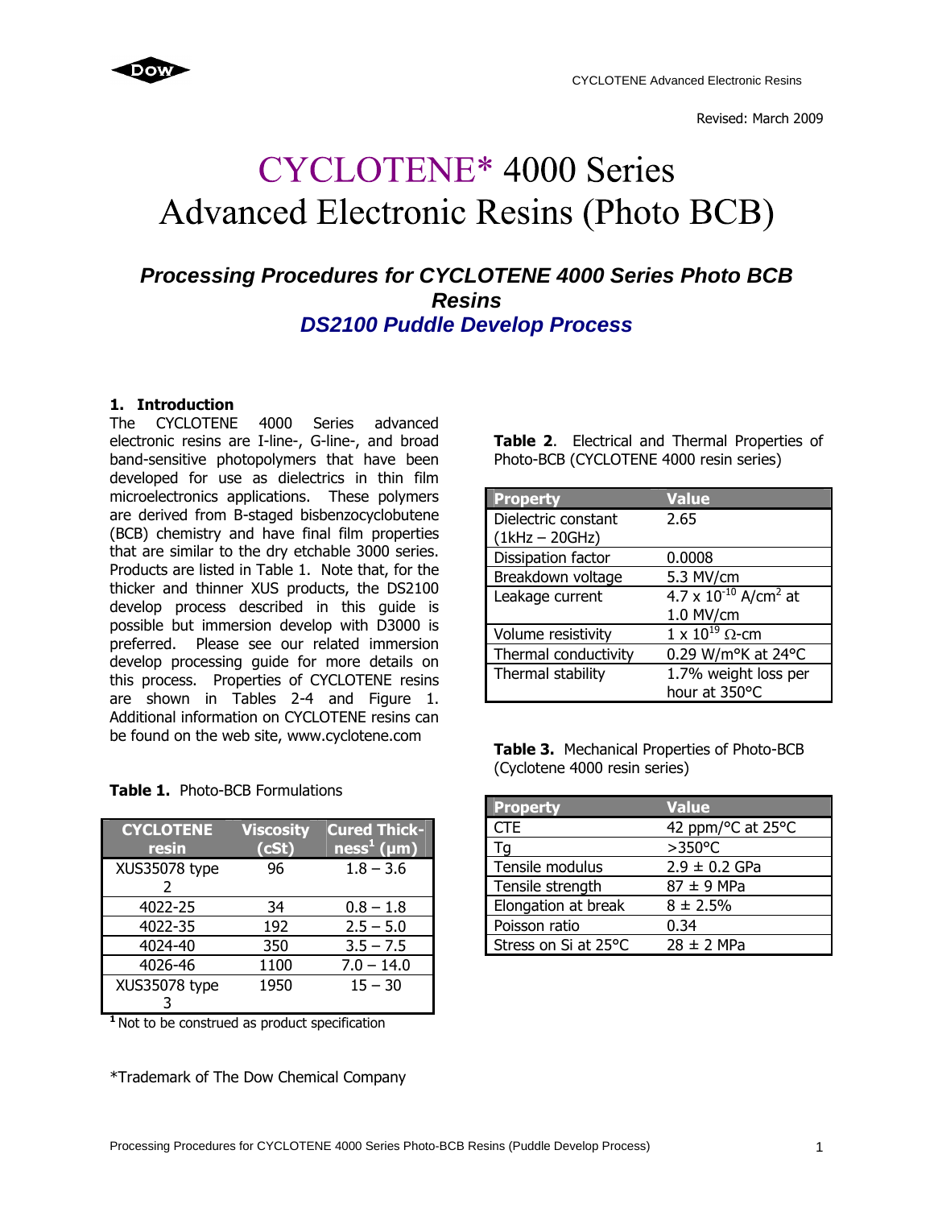Revised: March 2009

# CYCLOTENE* 4000 Series Advanced Electronic Resins (Photo BCB)

## *Processing Procedures for CYCLOTENE 4000 Series Photo BCB Resins*

## *DS2100 Puddle Develop Process*

### 1. Introduction

The CYCLOTENE 4000 Series advanced electronic resins are I-line-, G-line-, and broad band-sensitive photopolymers that have been developed for use as dielectrics in thin film microelectronics applications. These polymers are derived from B-staged bisbenzocyclobutene (BCB) chemistry and have final film properties that are similar to the dry etchable 3000 series. Products are listed in Table 1. Note that, for the thicker and thinner XUS products, the DS2100 develop process described in this guide is possible but immersion develop with D3000 is preferred. Please see our related immersion develop processing guide for more details on this process. Properties of CYCLOTENE resins are shown in Tables 2-4 and Figure 1. Additional information on CYCLOTENE resins can be found on the web site, www.cyclotene.com

**Table 1.** Photo-BCB Formulations

| CYCLOTENE resin | Viscosity (cSt) | Cured Thickness[1] (μm) |
|---|---|---|
| XUS35078 type 2 | 96 | 1.8 – 3.6 |
| 4022-25 | 34 | 0.8 – 1.8 |
| 4022-35 | 192 | 2.5 – 5.0 |
| 4024-40 | 350 | 3.5 – 7.5 |
| 4026-46 | 1100 | 7.0 – 14.0 |
| XUS35078 type 3 | 1950 | 15 – 30 |

[1] Not to be construed as product specification

**Table 2**. Electrical and Thermal Properties of Photo-BCB (CYCLOTENE 4000 resin series)

| Property | Value |
|---|---|
| Dielectric constant (1kHz – 20GHz) | 2.65 |
| Dissipation factor | 0.0008 |
| Breakdown voltage | 5.3 MV/cm |
| Leakage current | $4.7 \times 10^{-10}$ A/cm$^2$ at 1.0 MV/cm |
| Volume resistivity | $1 \times 10^{19}$ Ω-cm |
| Thermal conductivity | 0.29 W/m°K at 24°C |
| Thermal stability | 1.7% weight loss per hour at 350°C |

**Table 3.** Mechanical Properties of Photo-BCB (Cyclotene 4000 resin series)

| Property | Value |
|---|---|
| CTE | 42 ppm/°C at 25°C |
| Tg | >350°C |
| Tensile modulus | 2.9 ± 0.2 GPa |
| Tensile strength | 87 ± 9 MPa |
| Elongation at break | 8 ± 2.5% |
| Poisson ratio | 0.34 |
| Stress on Si at 25°C | 28 ± 2 MPa |

*Trademark of The Dow Chemical Company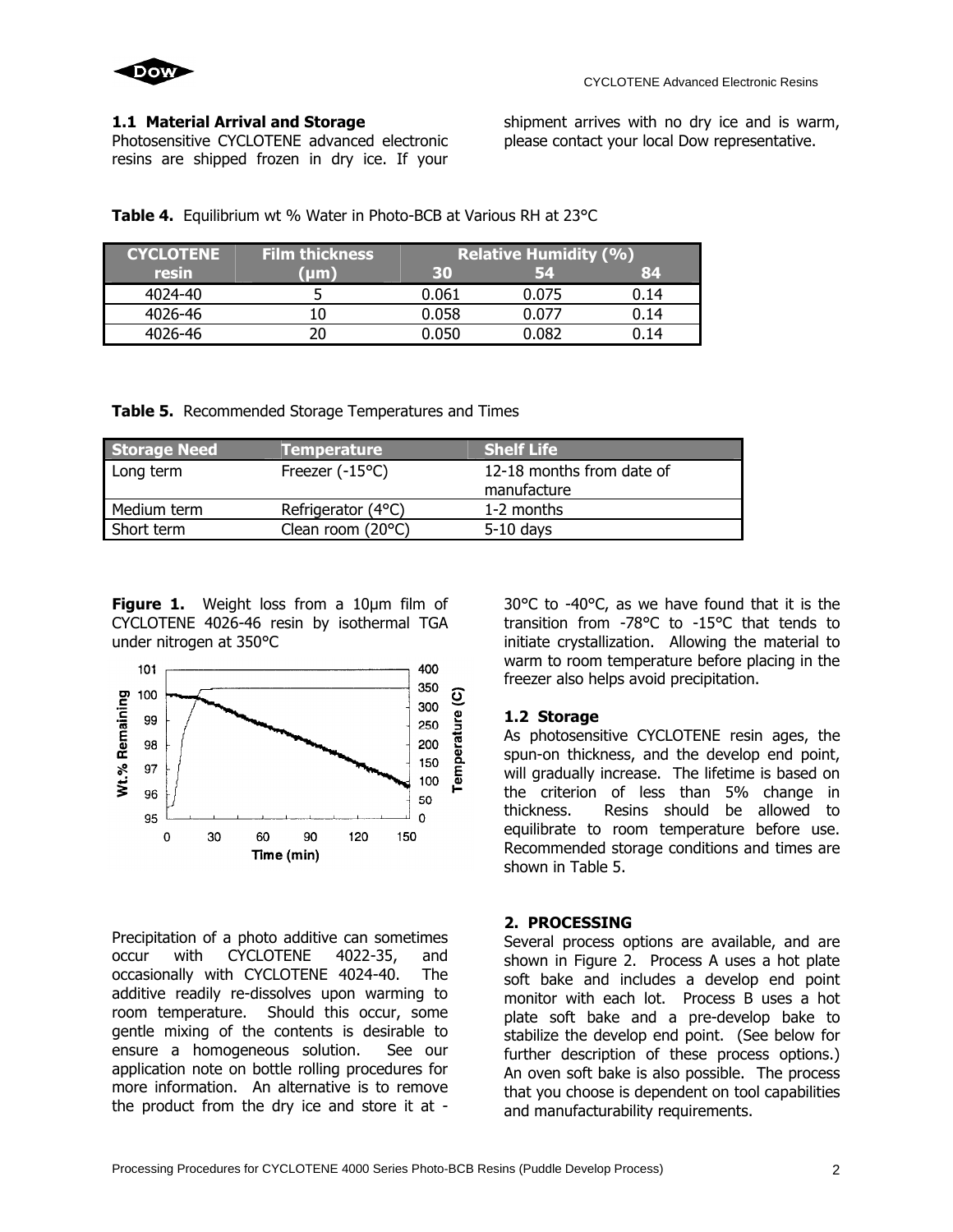### 1.1 Material Arrival and Storage

Photosensitive CYCLOTENE advanced electronic resins are shipped frozen in dry ice. If your shipment arrives with no dry ice and is warm, please contact your local Dow representative.

**Table 4.** Equilibrium wt % Water in Photo-BCB at Various RH at 23°C

| CYCLOTENE resin | Film thickness (µm) | Relative Humidity (%) 30 | 54 | 84 |
|---|---|---|---|---|
| 4024-40 | 5 | 0.061 | 0.075 | 0.14 |
| 4026-46 | 10 | 0.058 | 0.077 | 0.14 |
| 4026-46 | 20 | 0.050 | 0.082 | 0.14 |

**Table 5.** Recommended Storage Temperatures and Times

| Storage Need | Temperature | Shelf Life |
|---|---|---|
| Long term | Freezer (-15°C) | 12-18 months from date of manufacture |
| Medium term | Refrigerator (4°C) | 1-2 months |
| Short term | Clean room (20°C) | 5-10 days |

**Figure 1.** Weight loss from a 10µm film of CYCLOTENE 4026-46 resin by isothermal TGA under nitrogen at 350°C

Wt.% Remaining
101
100
99
98
97
96
95
Temperature (C)
400
350
300
250
200
150
100
50
0
Time (min)
0 30 60 90 120 150

Precipitation of a photo additive can sometimes occur with CYCLOTENE 4022-35, and occasionally with CYCLOTENE 4024-40. The additive readily re-dissolves upon warming to room temperature. Should this occur, some gentle mixing of the contents is desirable to ensure a homogeneous solution. See our application note on bottle rolling procedures for more information. An alternative is to remove the product from the dry ice and store it at -30°C to -40°C, as we have found that it is the transition from -78°C to -15°C that tends to initiate crystallization. Allowing the material to warm to room temperature before placing in the freezer also helps avoid precipitation.

### 1.2 Storage

As photosensitive CYCLOTENE resin ages, the spun-on thickness, and the develop end point, will gradually increase. The lifetime is based on the criterion of less than 5% change in thickness. Resins should be allowed to equilibrate to room temperature before use. Recommended storage conditions and times are shown in Table 5.

## 2. PROCESSING

Several process options are available, and are shown in Figure 2. Process A uses a hot plate soft bake and includes a develop end point monitor with each lot. Process B uses a hot plate soft bake and a pre-develop bake to stabilize the develop end point. (See below for further description of these process options.) An oven soft bake is also possible. The process that you choose is dependent on tool capabilities and manufacturability requirements.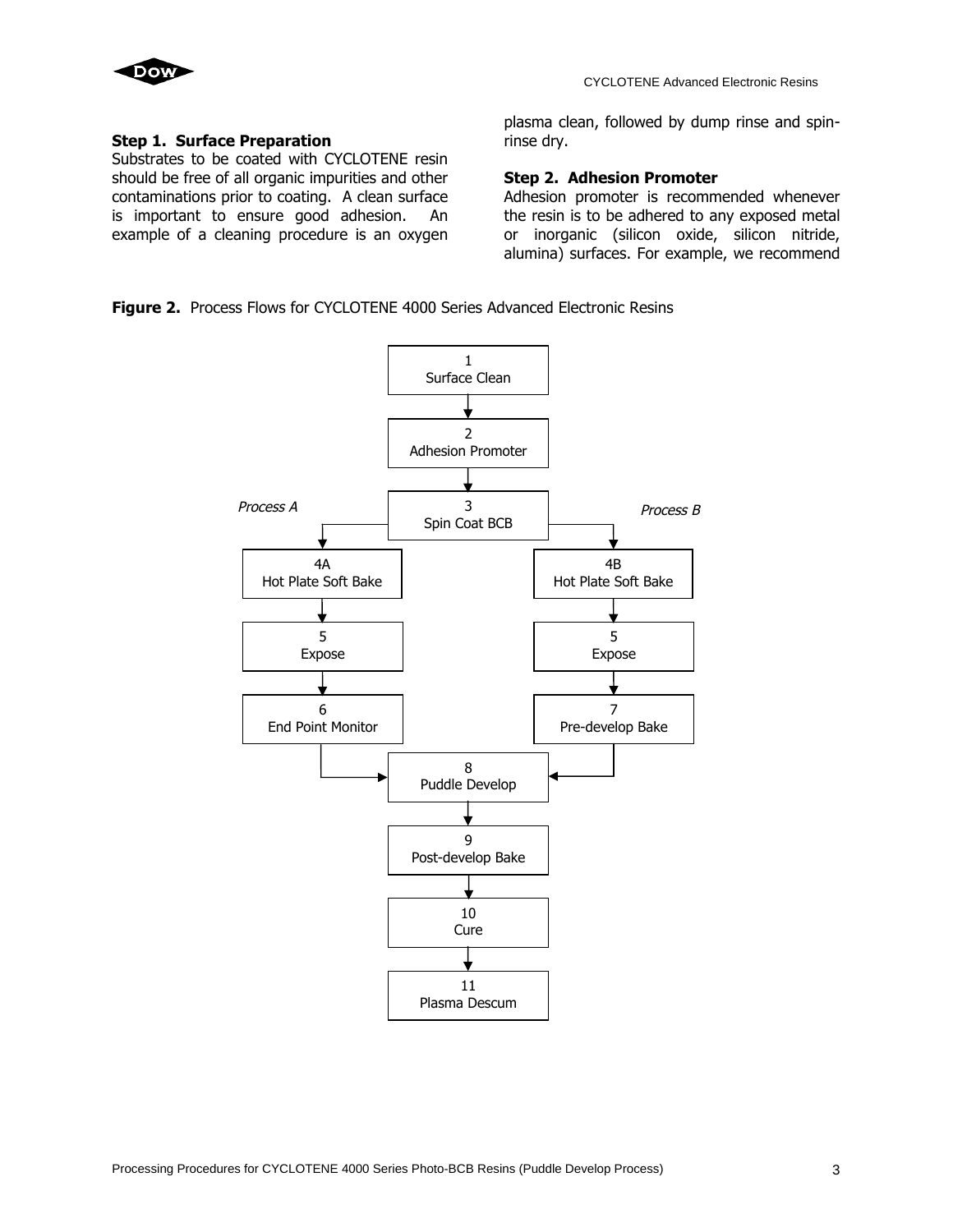### Step 1. Surface Preparation

Substrates to be coated with CYCLOTENE resin should be free of all organic impurities and other contaminations prior to coating. A clean surface is important to ensure good adhesion. An example of a cleaning procedure is an oxygen plasma clean, followed by dump rinse and spin-rinse dry.

### Step 2. Adhesion Promoter

Adhesion promoter is recommended whenever the resin is to be adhered to any exposed metal or inorganic (silicon oxide, silicon nitride, alumina) surfaces. For example, we recommend

**Figure 2.** Process Flows for CYCLOTENE 4000 Series Advanced Electronic Resins

1 Surface Clean

2 Adhesion Promoter

3 Spin Coat BCB

*Process A*

4A Hot Plate Soft Bake

5 Expose

6 End Point Monitor

*Process B*

4B Hot Plate Soft Bake

5 Expose

7 Pre-develop Bake

8 Puddle Develop

9 Post-develop Bake

10 Cure

11 Plasma Descum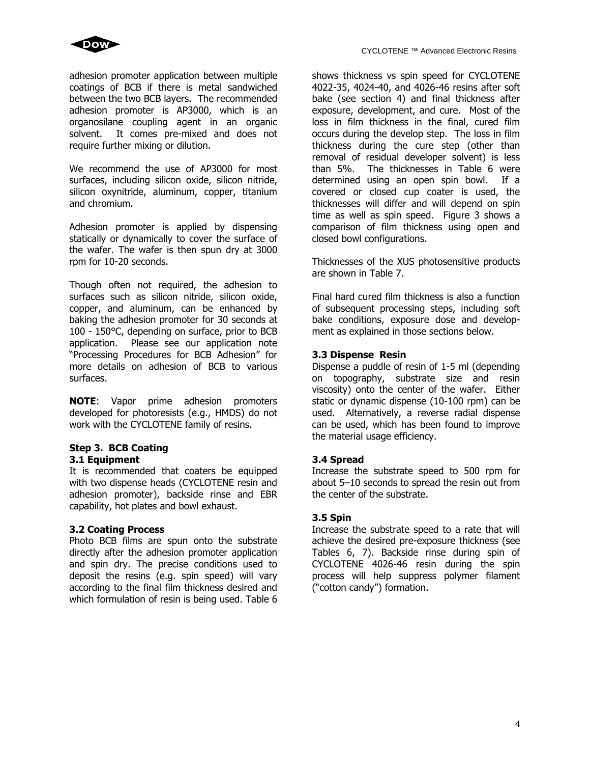adhesion promoter application between multiple coatings of BCB if there is metal sandwiched between the two BCB layers. The recommended adhesion promoter is AP3000, which is an organosilane coupling agent in an organic solvent. It comes pre-mixed and does not require further mixing or dilution.

We recommend the use of AP3000 for most surfaces, including silicon oxide, silicon nitride, silicon oxynitride, aluminum, copper, titanium and chromium.

Adhesion promoter is applied by dispensing statically or dynamically to cover the surface of the wafer. The wafer is then spun dry at 3000 rpm for 10-20 seconds.

Though often not required, the adhesion to surfaces such as silicon nitride, silicon oxide, copper, and aluminum, can be enhanced by baking the adhesion promoter for 30 seconds at 100 - 150°C, depending on surface, prior to BCB application. Please see our application note "Processing Procedures for BCB Adhesion" for more details on adhesion of BCB to various surfaces.

**NOTE**: Vapor prime adhesion promoters developed for photoresists (e.g., HMDS) do not work with the CYCLOTENE family of resins.

## Step 3. BCB Coating

### 3.1 Equipment

It is recommended that coaters be equipped with two dispense heads (CYCLOTENE resin and adhesion promoter), backside rinse and EBR capability, hot plates and bowl exhaust.

### 3.2 Coating Process

Photo BCB films are spun onto the substrate directly after the adhesion promoter application and spin dry. The precise conditions used to deposit the resins (e.g. spin speed) will vary according to the final film thickness desired and which formulation of resin is being used. Table 6 shows thickness vs spin speed for CYCLOTENE 4022-35, 4024-40, and 4026-46 resins after soft bake (see section 4) and final thickness after exposure, development, and cure. Most of the loss in film thickness in the final, cured film occurs during the develop step. The loss in film thickness during the cure step (other than removal of residual developer solvent) is less than 5%. The thicknesses in Table 6 were determined using an open spin bowl. If a covered or closed cup coater is used, the thicknesses will differ and will depend on spin time as well as spin speed. Figure 3 shows a comparison of film thickness using open and closed bowl configurations.

Thicknesses of the XUS photosensitive products are shown in Table 7.

Final hard cured film thickness is also a function of subsequent processing steps, including soft bake conditions, exposure dose and development as explained in those sections below.

### 3.3 Dispense Resin

Dispense a puddle of resin of 1-5 ml (depending on topography, substrate size and resin viscosity) onto the center of the wafer. Either static or dynamic dispense (10-100 rpm) can be used. Alternatively, a reverse radial dispense can be used, which has been found to improve the material usage efficiency.

### 3.4 Spread

Increase the substrate speed to 500 rpm for about 5–10 seconds to spread the resin out from the center of the substrate.

### 3.5 Spin

Increase the substrate speed to a rate that will achieve the desired pre-exposure thickness (see Tables 6, 7). Backside rinse during spin of CYCLOTENE 4026-46 resin during the spin process will help suppress polymer filament ("cotton candy") formation.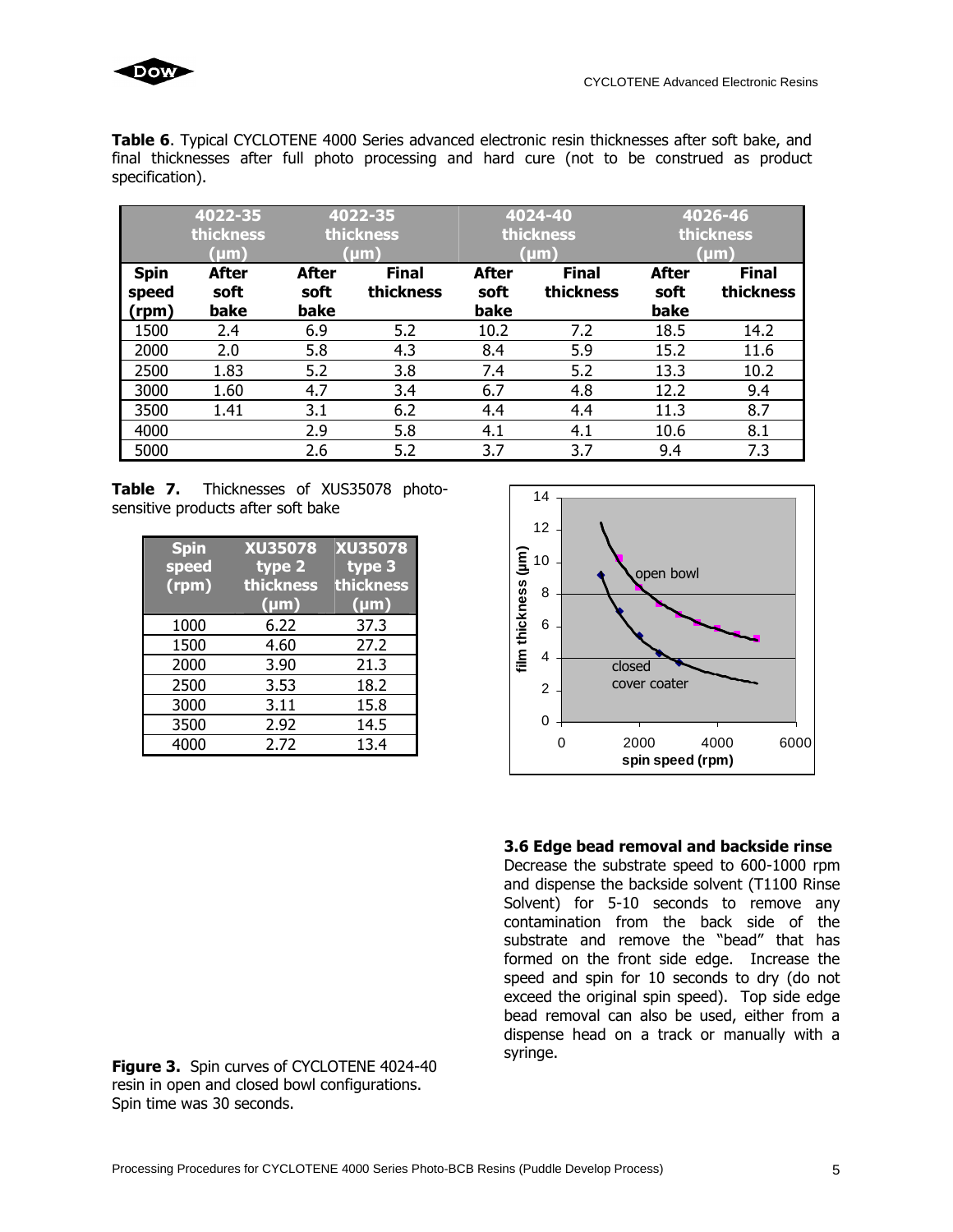**Table 6**. Typical CYCLOTENE 4000 Series advanced electronic resin thicknesses after soft bake, and final thicknesses after full photo processing and hard cure (not to be construed as product specification).

| | 4022-35 thickness (µm) | 4022-35 thickness (µm) | | 4024-40 thickness (µm) | | 4026-46 thickness (µm) | |
|---|---|---|---|---|---|---|---|
| **Spin speed (rpm)** | **After soft bake** | **After soft bake** | **Final thickness** | **After soft bake** | **Final thickness** | **After soft bake** | **Final thickness** |
| 1500 | 2.4 | 6.9 | 5.2 | 10.2 | 7.2 | 18.5 | 14.2 |
| 2000 | 2.0 | 5.8 | 4.3 | 8.4 | 5.9 | 15.2 | 11.6 |
| 2500 | 1.83 | 5.2 | 3.8 | 7.4 | 5.2 | 13.3 | 10.2 |
| 3000 | 1.60 | 4.7 | 3.4 | 6.7 | 4.8 | 12.2 | 9.4 |
| 3500 | 1.41 | 3.1 | 6.2 | 4.4 | 4.4 | 11.3 | 8.7 |
| 4000 | | 2.9 | 5.8 | 4.1 | 4.1 | 10.6 | 8.1 |
| 5000 | | 2.6 | 5.2 | 3.7 | 3.7 | 9.4 | 7.3 |

**Table 7.** Thicknesses of XUS35078 photo-sensitive products after soft bake

| Spin speed (rpm) | XU35078 type 2 thickness (µm) | XU35078 type 3 thickness (µm) |
|---|---|---|
| 1000 | 6.22 | 37.3 |
| 1500 | 4.60 | 27.2 |
| 2000 | 3.90 | 21.3 |
| 2500 | 3.53 | 18.2 |
| 3000 | 3.11 | 15.8 |
| 3500 | 2.92 | 14.5 |
| 4000 | 2.72 | 13.4 |

film thickness (µm)
0
2
4
6
8
10
12
14
open bowl
closed
cover coater
0
2000
4000
6000
spin speed (rpm)

**Figure 3.** Spin curves of CYCLOTENE 4024-40 resin in open and closed bowl configurations. Spin time was 30 seconds.

### 3.6 Edge bead removal and backside rinse

Decrease the substrate speed to 600-1000 rpm and dispense the backside solvent (T1100 Rinse Solvent) for 5-10 seconds to remove any contamination from the back side of the substrate and remove the "bead" that has formed on the front side edge. Increase the speed and spin for 10 seconds to dry (do not exceed the original spin speed). Top side edge bead removal can also be used, either from a dispense head on a track or manually with a syringe.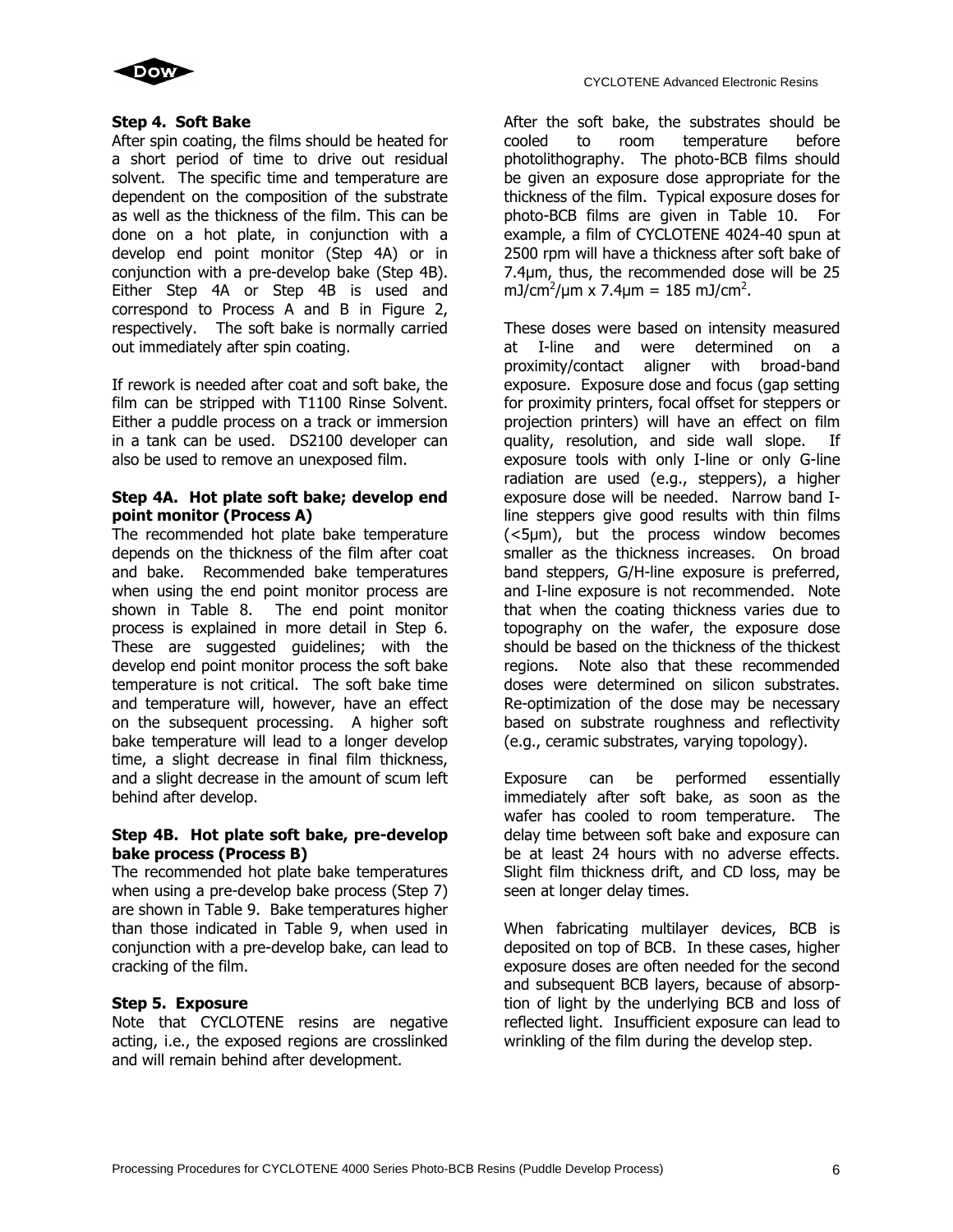### Step 4. Soft Bake

After spin coating, the films should be heated for a short period of time to drive out residual solvent. The specific time and temperature are dependent on the composition of the substrate as well as the thickness of the film. This can be done on a hot plate, in conjunction with a develop end point monitor (Step 4A) or in conjunction with a pre-develop bake (Step 4B). Either Step 4A or Step 4B is used and correspond to Process A and B in Figure 2, respectively. The soft bake is normally carried out immediately after spin coating.

If rework is needed after coat and soft bake, the film can be stripped with T1100 Rinse Solvent. Either a puddle process on a track or immersion in a tank can be used. DS2100 developer can also be used to remove an unexposed film.

### Step 4A. Hot plate soft bake; develop end point monitor (Process A)

The recommended hot plate bake temperature depends on the thickness of the film after coat and bake. Recommended bake temperatures when using the end point monitor process are shown in Table 8. The end point monitor process is explained in more detail in Step 6. These are suggested guidelines; with the develop end point monitor process the soft bake temperature is not critical. The soft bake time and temperature will, however, have an effect on the subsequent processing. A higher soft bake temperature will lead to a longer develop time, a slight decrease in final film thickness, and a slight decrease in the amount of scum left behind after develop.

### Step 4B. Hot plate soft bake, pre-develop bake process (Process B)

The recommended hot plate bake temperatures when using a pre-develop bake process (Step 7) are shown in Table 9. Bake temperatures higher than those indicated in Table 9, when used in conjunction with a pre-develop bake, can lead to cracking of the film.

### Step 5. Exposure

Note that CYCLOTENE resins are negative acting, i.e., the exposed regions are crosslinked and will remain behind after development.

After the soft bake, the substrates should be cooled to room temperature before photolithography. The photo-BCB films should be given an exposure dose appropriate for the thickness of the film. Typical exposure doses for photo-BCB films are given in Table 10. For example, a film of CYCLOTENE 4024-40 spun at 2500 rpm will have a thickness after soft bake of 7.4µm, thus, the recommended dose will be 25 $mJ/cm^2/\mu m \times 7.4\mu m = 185\ mJ/cm^2$.

These doses were based on intensity measured at I-line and were determined on a proximity/contact aligner with broad-band exposure. Exposure dose and focus (gap setting for proximity printers, focal offset for steppers or projection printers) will have an effect on film quality, resolution, and side wall slope. If exposure tools with only I-line or only G-line radiation are used (e.g., steppers), a higher exposure dose will be needed. Narrow band I-line steppers give good results with thin films (<5µm), but the process window becomes smaller as the thickness increases. On broad band steppers, G/H-line exposure is preferred, and I-line exposure is not recommended. Note that when the coating thickness varies due to topography on the wafer, the exposure dose should be based on the thickness of the thickest regions. Note also that these recommended doses were determined on silicon substrates. Re-optimization of the dose may be necessary based on substrate roughness and reflectivity (e.g., ceramic substrates, varying topology).

Exposure can be performed essentially immediately after soft bake, as soon as the wafer has cooled to room temperature. The delay time between soft bake and exposure can be at least 24 hours with no adverse effects. Slight film thickness drift, and CD loss, may be seen at longer delay times.

When fabricating multilayer devices, BCB is deposited on top of BCB. In these cases, higher exposure doses are often needed for the second and subsequent BCB layers, because of absorption of light by the underlying BCB and loss of reflected light. Insufficient exposure can lead to wrinkling of the film during the develop step.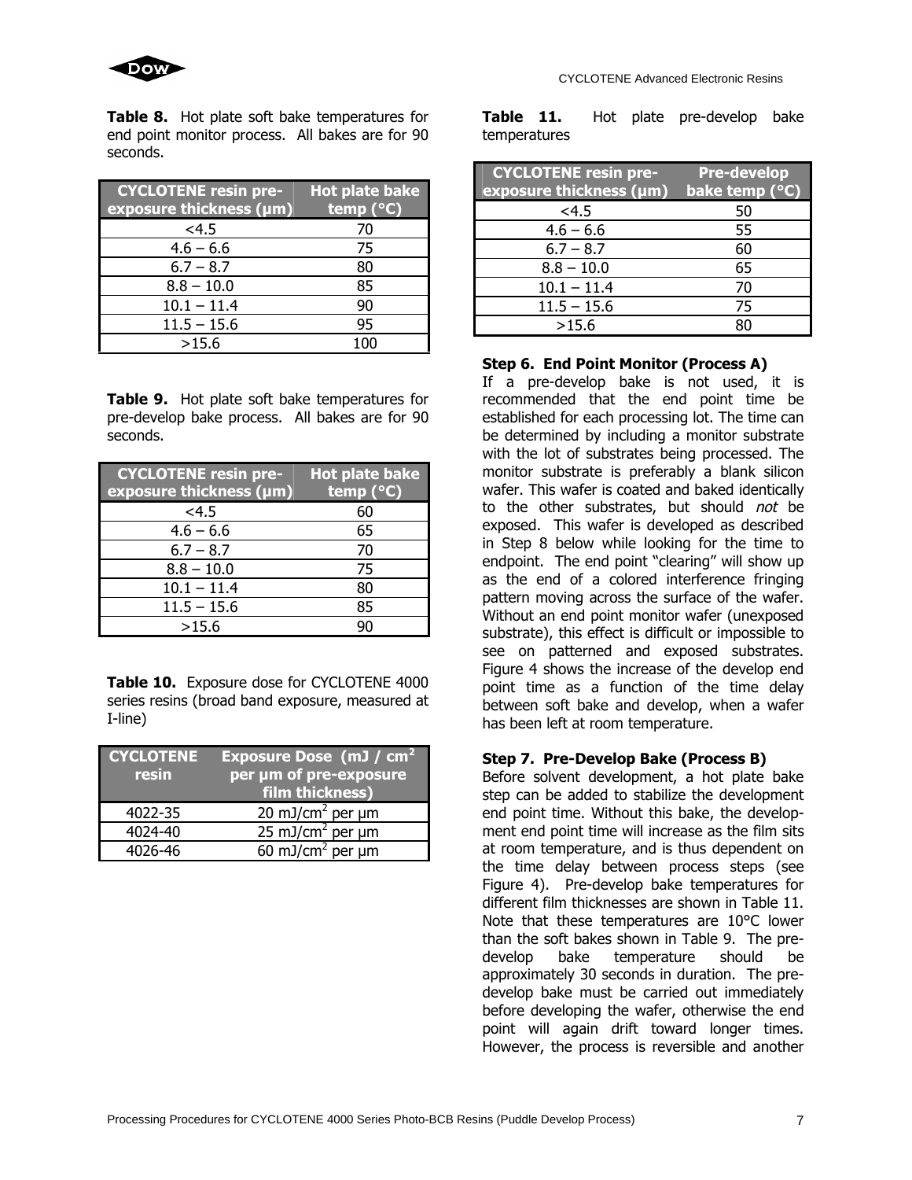**Table 8.** Hot plate soft bake temperatures for end point monitor process. All bakes are for 90 seconds.

| CYCLOTENE resin pre-exposure thickness (µm) | Hot plate bake temp (°C) |
|---|---|
| <4.5 | 70 |
| 4.6 – 6.6 | 75 |
| 6.7 – 8.7 | 80 |
| 8.8 – 10.0 | 85 |
| 10.1 – 11.4 | 90 |
| 11.5 – 15.6 | 95 |
| >15.6 | 100 |

**Table 9.** Hot plate soft bake temperatures for pre-develop bake process. All bakes are for 90 seconds.

| CYCLOTENE resin pre-exposure thickness (µm) | Hot plate bake temp (°C) |
|---|---|
| <4.5 | 60 |
| 4.6 – 6.6 | 65 |
| 6.7 – 8.7 | 70 |
| 8.8 – 10.0 | 75 |
| 10.1 – 11.4 | 80 |
| 11.5 – 15.6 | 85 |
| >15.6 | 90 |

**Table 10.** Exposure dose for CYCLOTENE 4000 series resins (broad band exposure, measured at I-line)

| CYCLOTENE resin | Exposure Dose (mJ / cm$^2$ per µm of pre-exposure film thickness) |
|---|---|
| 4022-35 | 20 mJ/cm$^2$ per µm |
| 4024-40 | 25 mJ/cm$^2$ per µm |
| 4026-46 | 60 mJ/cm$^2$ per µm |

**Table 11.** Hot plate pre-develop bake temperatures

| CYCLOTENE resin pre-exposure thickness (µm) | Pre-develop bake temp (°C) |
|---|---|
| <4.5 | 50 |
| 4.6 – 6.6 | 55 |
| 6.7 – 8.7 | 60 |
| 8.8 – 10.0 | 65 |
| 10.1 – 11.4 | 70 |
| 11.5 – 15.6 | 75 |
| >15.6 | 80 |

**Step 6. End Point Monitor (Process A)**

If a pre-develop bake is not used, it is recommended that the end point time be established for each processing lot. The time can be determined by including a monitor substrate with the lot of substrates being processed. The monitor substrate is preferably a blank silicon wafer. This wafer is coated and baked identically to the other substrates, but should *not* be exposed. This wafer is developed as described in Step 8 below while looking for the time to endpoint. The end point "clearing" will show up as the end of a colored interference fringing pattern moving across the surface of the wafer. Without an end point monitor wafer (unexposed substrate), this effect is difficult or impossible to see on patterned and exposed substrates. Figure 4 shows the increase of the develop end point time as a function of the time delay between soft bake and develop, when a wafer has been left at room temperature.

**Step 7. Pre-Develop Bake (Process B)**

Before solvent development, a hot plate bake step can be added to stabilize the development end point time. Without this bake, the development end point time will increase as the film sits at room temperature, and is thus dependent on the time delay between process steps (see Figure 4). Pre-develop bake temperatures for different film thicknesses are shown in Table 11. Note that these temperatures are 10°C lower than the soft bakes shown in Table 9. The pre-develop bake temperature should be approximately 30 seconds in duration. The pre-develop bake must be carried out immediately before developing the wafer, otherwise the end point will again drift toward longer times. However, the process is reversible and another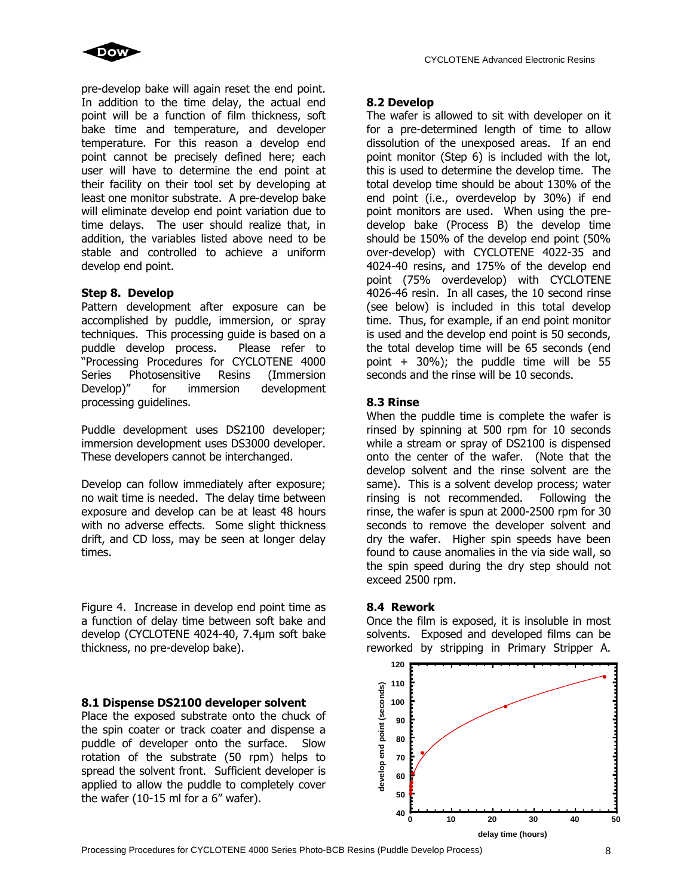pre-develop bake will again reset the end point. In addition to the time delay, the actual end point will be a function of film thickness, soft bake time and temperature, and developer temperature. For this reason a develop end point cannot be precisely defined here; each user will have to determine the end point at their facility on their tool set by developing at least one monitor substrate. A pre-develop bake will eliminate develop end point variation due to time delays. The user should realize that, in addition, the variables listed above need to be stable and controlled to achieve a uniform develop end point.

### Step 8. Develop

Pattern development after exposure can be accomplished by puddle, immersion, or spray techniques. This processing guide is based on a puddle develop process. Please refer to "Processing Procedures for CYCLOTENE 4000 Series Photosensitive Resins (Immersion Develop)" for immersion development processing guidelines.

Puddle development uses DS2100 developer; immersion development uses DS3000 developer. These developers cannot be interchanged.

Develop can follow immediately after exposure; no wait time is needed. The delay time between exposure and develop can be at least 48 hours with no adverse effects. Some slight thickness drift, and CD loss, may be seen at longer delay times.

Figure 4. Increase in develop end point time as a function of delay time between soft bake and develop (CYCLOTENE 4024-40, 7.4μm soft bake thickness, no pre-develop bake).

develop end point (seconds)
120
110
100
90
80
70
60
50
40
0
10
20
30
40
50
delay time (hours)

#### 8.1 Dispense DS2100 developer solvent

Place the exposed substrate onto the chuck of the spin coater or track coater and dispense a puddle of developer onto the surface. Slow rotation of the substrate (50 rpm) helps to spread the solvent front. Sufficient developer is applied to allow the puddle to completely cover the wafer (10-15 ml for a 6" wafer).

#### 8.2 Develop

The wafer is allowed to sit with developer on it for a pre-determined length of time to allow dissolution of the unexposed areas. If an end point monitor (Step 6) is included with the lot, this is used to determine the develop time. The total develop time should be about 130% of the end point (i.e., overdevelop by 30%) if end point monitors are used. When using the pre-develop bake (Process B) the develop time should be 150% of the develop end point (50% over-develop) with CYCLOTENE 4022-35 and 4024-40 resins, and 175% of the develop end point (75% overdevelop) with CYCLOTENE 4026-46 resin. In all cases, the 10 second rinse (see below) is included in this total develop time. Thus, for example, if an end point monitor is used and the develop end point is 50 seconds, the total develop time will be 65 seconds (end point + 30%); the puddle time will be 55 seconds and the rinse will be 10 seconds.

#### 8.3 Rinse

When the puddle time is complete the wafer is rinsed by spinning at 500 rpm for 10 seconds while a stream or spray of DS2100 is dispensed onto the center of the wafer. (Note that the develop solvent and the rinse solvent are the same). This is a solvent develop process; water rinsing is not recommended. Following the rinse, the wafer is spun at 2000-2500 rpm for 30 seconds to remove the developer solvent and dry the wafer. Higher spin speeds have been found to cause anomalies in the via side wall, so the spin speed during the dry step should not exceed 2500 rpm.

#### 8.4 Rework

Once the film is exposed, it is insoluble in most solvents. Exposed and developed films can be reworked by stripping in Primary Stripper A.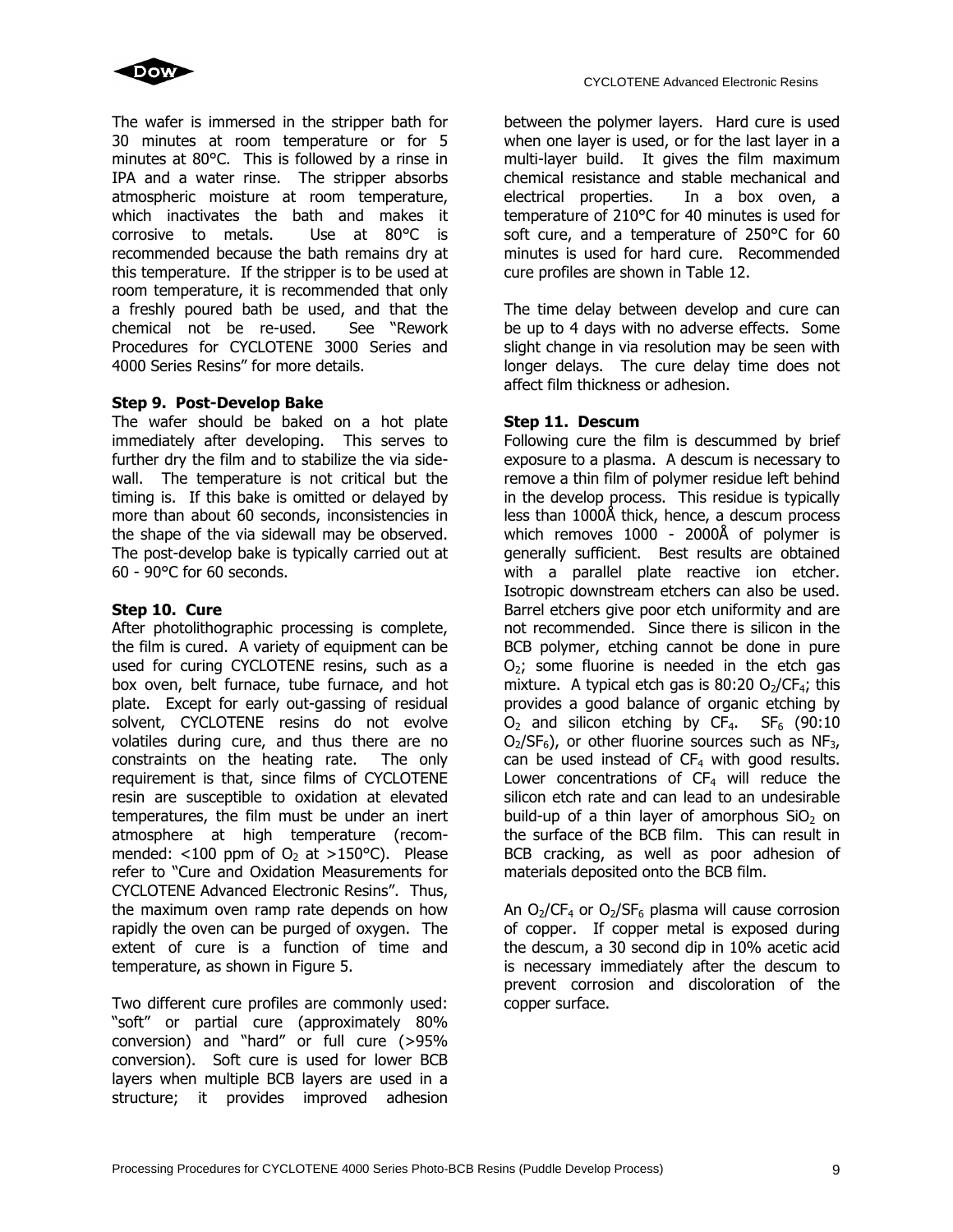The wafer is immersed in the stripper bath for 30 minutes at room temperature or for 5 minutes at 80°C. This is followed by a rinse in IPA and a water rinse. The stripper absorbs atmospheric moisture at room temperature, which inactivates the bath and makes it corrosive to metals. Use at 80°C is recommended because the bath remains dry at this temperature. If the stripper is to be used at room temperature, it is recommended that only a freshly poured bath be used, and that the chemical not be re-used. See "Rework Procedures for CYCLOTENE 3000 Series and 4000 Series Resins" for more details.

**Step 9. Post-Develop Bake**

The wafer should be baked on a hot plate immediately after developing. This serves to further dry the film and to stabilize the via side-wall. The temperature is not critical but the timing is. If this bake is omitted or delayed by more than about 60 seconds, inconsistencies in the shape of the via sidewall may be observed. The post-develop bake is typically carried out at 60 - 90°C for 60 seconds.

**Step 10. Cure**

After photolithographic processing is complete, the film is cured. A variety of equipment can be used for curing CYCLOTENE resins, such as a box oven, belt furnace, tube furnace, and hot plate. Except for early out-gassing of residual solvent, CYCLOTENE resins do not evolve volatiles during cure, and thus there are no constraints on the heating rate. The only requirement is that, since films of CYCLOTENE resin are susceptible to oxidation at elevated temperatures, the film must be under an inert atmosphere at high temperature (recommended: <100 ppm of $O_2$ at >150°C). Please refer to "Cure and Oxidation Measurements for CYCLOTENE Advanced Electronic Resins". Thus, the maximum oven ramp rate depends on how rapidly the oven can be purged of oxygen. The extent of cure is a function of time and temperature, as shown in Figure 5.

Two different cure profiles are commonly used: "soft" or partial cure (approximately 80% conversion) and "hard" or full cure (>95% conversion). Soft cure is used for lower BCB layers when multiple BCB layers are used in a structure; it provides improved adhesion between the polymer layers. Hard cure is used when one layer is used, or for the last layer in a multi-layer build. It gives the film maximum chemical resistance and stable mechanical and electrical properties. In a box oven, a temperature of 210°C for 40 minutes is used for soft cure, and a temperature of 250°C for 60 minutes is used for hard cure. Recommended cure profiles are shown in Table 12.

The time delay between develop and cure can be up to 4 days with no adverse effects. Some slight change in via resolution may be seen with longer delays. The cure delay time does not affect film thickness or adhesion.

**Step 11. Descum**

Following cure the film is descummed by brief exposure to a plasma. A descum is necessary to remove a thin film of polymer residue left behind in the develop process. This residue is typically less than 1000Å thick, hence, a descum process which removes 1000 - 2000Å of polymer is generally sufficient. Best results are obtained with a parallel plate reactive ion etcher. Isotropic downstream etchers can also be used. Barrel etchers give poor etch uniformity and are not recommended. Since there is silicon in the BCB polymer, etching cannot be done in pure $O_2$; some fluorine is needed in the etch gas mixture. A typical etch gas is 80:20 $O_2/CF_4$; this provides a good balance of organic etching by $O_2$ and silicon etching by $CF_4$. $SF_6$ (90:10 $O_2/SF_6$), or other fluorine sources such as $NF_3$, can be used instead of $CF_4$ with good results. Lower concentrations of $CF_4$ will reduce the silicon etch rate and can lead to an undesirable build-up of a thin layer of amorphous $SiO_2$ on the surface of the BCB film. This can result in BCB cracking, as well as poor adhesion of materials deposited onto the BCB film.

An $O_2/CF_4$ or $O_2/SF_6$ plasma will cause corrosion of copper. If copper metal is exposed during the descum, a 30 second dip in 10% acetic acid is necessary immediately after the descum to prevent corrosion and discoloration of the copper surface.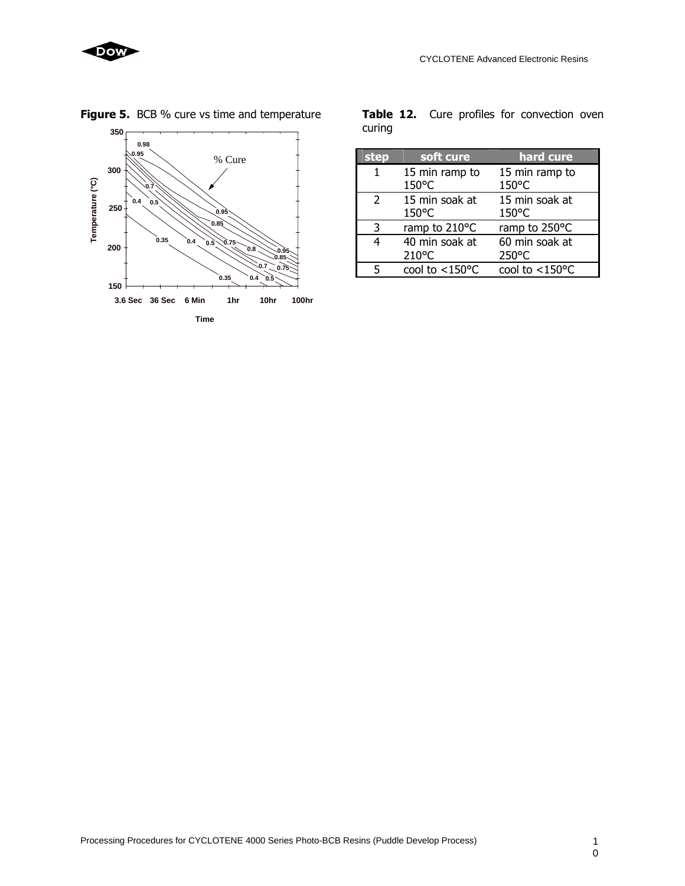**Figure 5.** BCB % cure vs time and temperature

350
300
250
200
150

Temperature (°C)

0.98
0.95
% Cure
0.7
0.4
0.5
0.95
0.85
0.35
0.4
0.5
0.75
0.8
0.95
0.85
0.7
0.75
0.35
0.4
0.5

3.6 Sec 36 Sec 6 Min 1hr 10hr 100hr

Time

**Table 12.** Cure profiles for convection oven curing

| step | soft cure | hard cure |
|---|---|---|
| 1 | 15 min ramp to 150°C | 15 min ramp to 150°C |
| 2 | 15 min soak at 150°C | 15 min soak at 150°C |
| 3 | ramp to 210°C | ramp to 250°C |
| 4 | 40 min soak at 210°C | 60 min soak at 250°C |
| 5 | cool to <150°C | cool to <150°C |